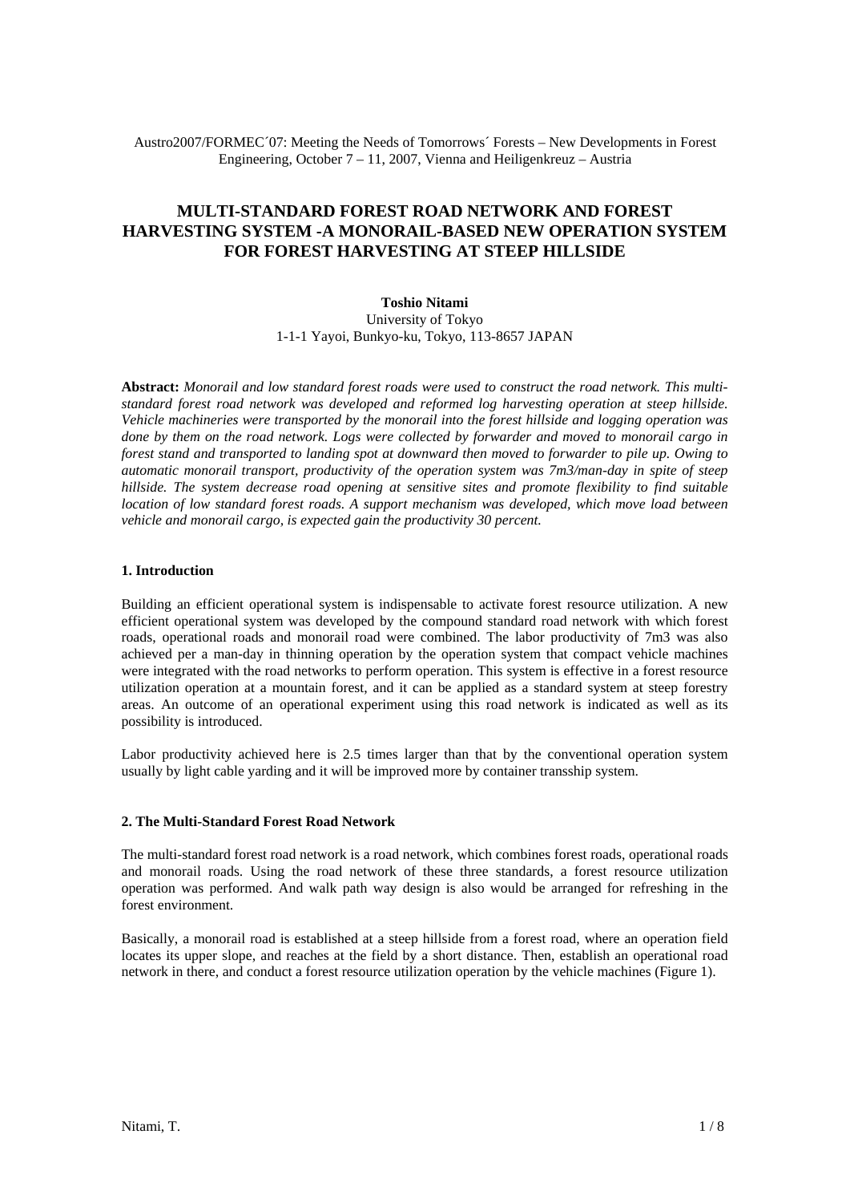Austro2007/FORMEC´07: Meeting the Needs of Tomorrows´ Forests – New Developments in Forest Engineering, October 7 – 11, 2007, Vienna and Heiligenkreuz – Austria

# MULTI-STANDARD FOREST ROAD NETWORK AND FOREST HARVESTING SYSTEM -A MONORAIL-BASED NEW OPERATION SYSTEM FOR FOREST HARVESTING AT STEEP HILLSIDE

**Toshio Nitami**
University of Tokyo
1-1-1 Yayoi, Bunkyo-ku, Tokyo, 113-8657 JAPAN

**Abstract:** *Monorail and low standard forest roads were used to construct the road network. This multi-standard forest road network was developed and reformed log harvesting operation at steep hillside. Vehicle machineries were transported by the monorail into the forest hillside and logging operation was done by them on the road network. Logs were collected by forwarder and moved to monorail cargo in forest stand and transported to landing spot at downward then moved to forwarder to pile up. Owing to automatic monorail transport, productivity of the operation system was 7m3/man-day in spite of steep hillside. The system decrease road opening at sensitive sites and promote flexibility to find suitable location of low standard forest roads. A support mechanism was developed, which move load between vehicle and monorail cargo, is expected gain the productivity 30 percent.*

## 1. Introduction

Building an efficient operational system is indispensable to activate forest resource utilization. A new efficient operational system was developed by the compound standard road network with which forest roads, operational roads and monorail road were combined. The labor productivity of 7m3 was also achieved per a man-day in thinning operation by the operation system that compact vehicle machines were integrated with the road networks to perform operation. This system is effective in a forest resource utilization operation at a mountain forest, and it can be applied as a standard system at steep forestry areas. An outcome of an operational experiment using this road network is indicated as well as its possibility is introduced.

Labor productivity achieved here is 2.5 times larger than that by the conventional operation system usually by light cable yarding and it will be improved more by container transship system.

## 2. The Multi-Standard Forest Road Network

The multi-standard forest road network is a road network, which combines forest roads, operational roads and monorail roads. Using the road network of these three standards, a forest resource utilization operation was performed. And walk path way design is also would be arranged for refreshing in the forest environment.

Basically, a monorail road is established at a steep hillside from a forest road, where an operation field locates its upper slope, and reaches at the field by a short distance. Then, establish an operational road network in there, and conduct a forest resource utilization operation by the vehicle machines (Figure 1).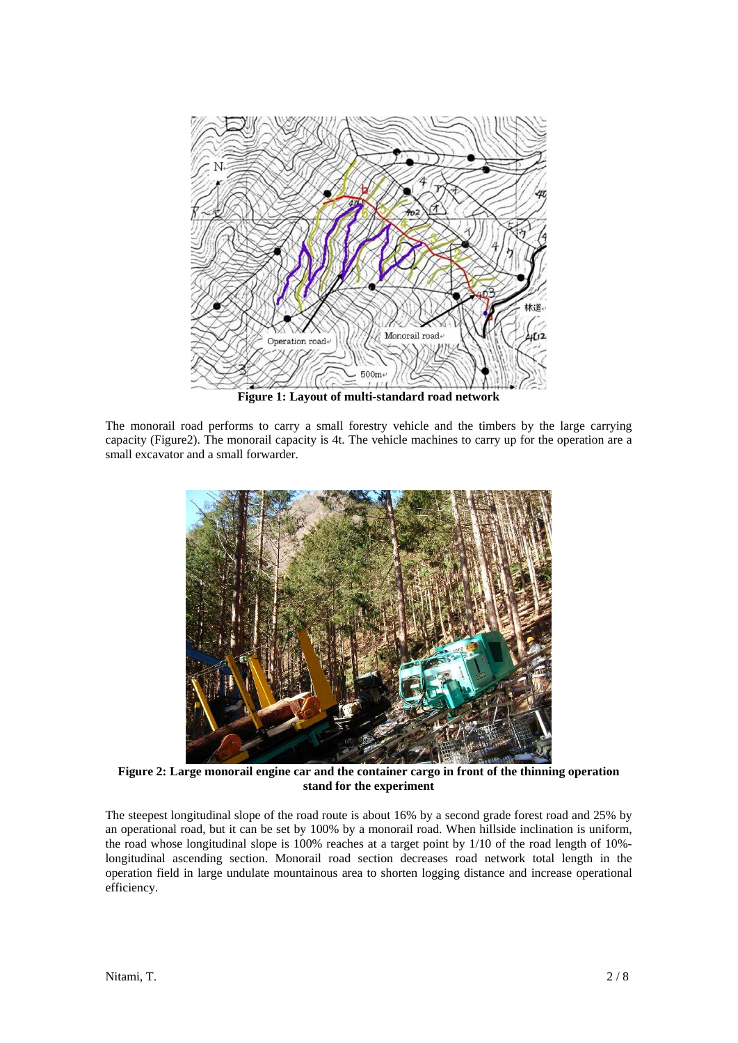**Figure 1: Layout of multi-standard road network**

The monorail road performs to carry a small forestry vehicle and the timbers by the large carrying capacity (Figure2). The monorail capacity is 4t. The vehicle machines to carry up for the operation are a small excavator and a small forwarder.

**Figure 2: Large monorail engine car and the container cargo in front of the thinning operation stand for the experiment**

The steepest longitudinal slope of the road route is about 16% by a second grade forest road and 25% by an operational road, but it can be set by 100% by a monorail road. When hillside inclination is uniform, the road whose longitudinal slope is 100% reaches at a target point by 1/10 of the road length of 10%-longitudinal ascending section. Monorail road section decreases road network total length in the operation field in large undulate mountainous area to shorten logging distance and increase operational efficiency.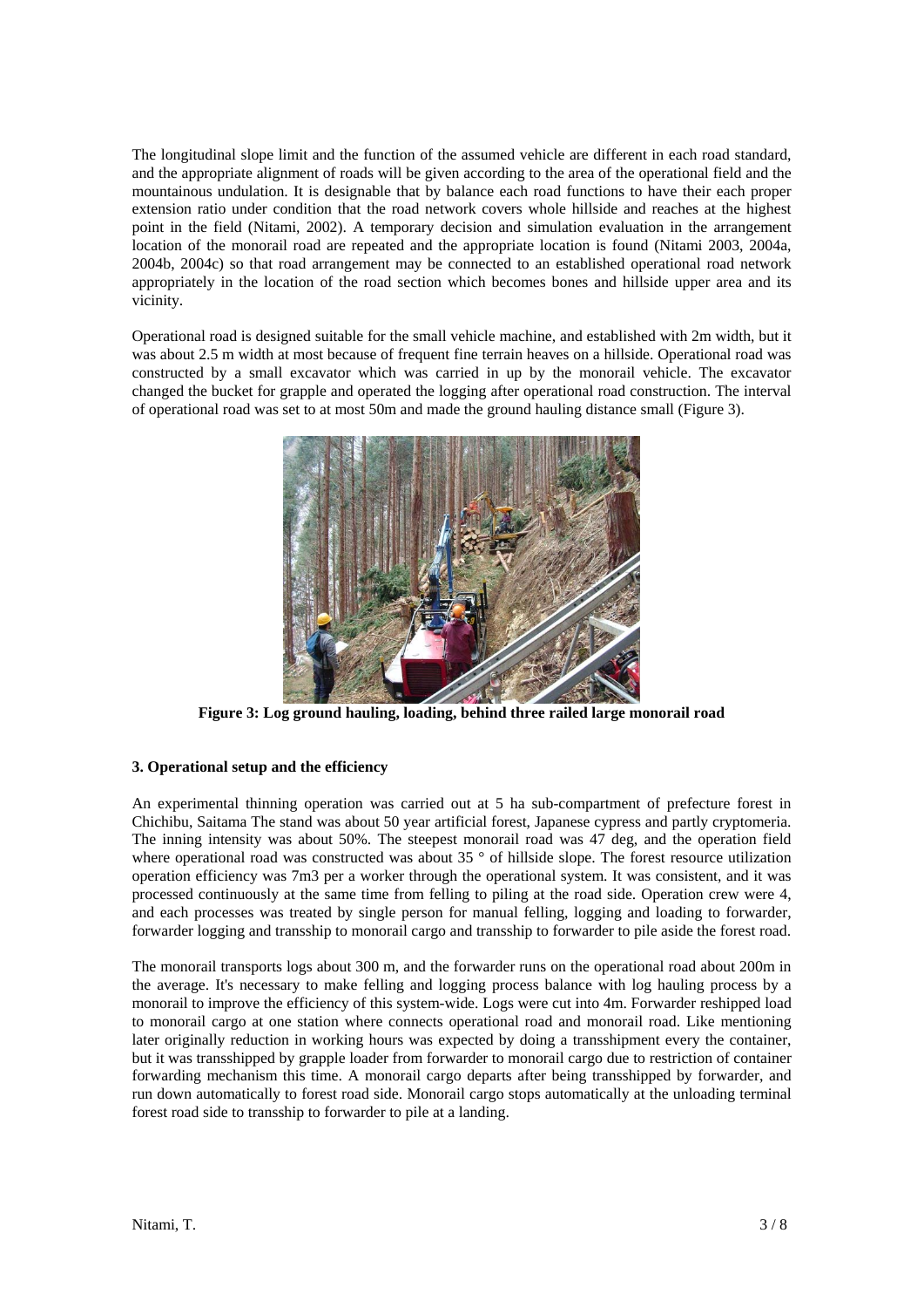The longitudinal slope limit and the function of the assumed vehicle are different in each road standard, and the appropriate alignment of roads will be given according to the area of the operational field and the mountainous undulation. It is designable that by balance each road functions to have their each proper extension ratio under condition that the road network covers whole hillside and reaches at the highest point in the field (Nitami, 2002). A temporary decision and simulation evaluation in the arrangement location of the monorail road are repeated and the appropriate location is found (Nitami 2003, 2004a, 2004b, 2004c) so that road arrangement may be connected to an established operational road network appropriately in the location of the road section which becomes bones and hillside upper area and its vicinity.

Operational road is designed suitable for the small vehicle machine, and established with 2m width, but it was about 2.5 m width at most because of frequent fine terrain heaves on a hillside. Operational road was constructed by a small excavator which was carried in up by the monorail vehicle. The excavator changed the bucket for grapple and operated the logging after operational road construction. The interval of operational road was set to at most 50m and made the ground hauling distance small (Figure 3).

**Figure 3: Log ground hauling, loading, behind three railed large monorail road**

### 3. Operational setup and the efficiency

An experimental thinning operation was carried out at 5 ha sub-compartment of prefecture forest in Chichibu, Saitama The stand was about 50 year artificial forest, Japanese cypress and partly cryptomeria. The inning intensity was about 50%. The steepest monorail road was 47 deg, and the operation field where operational road was constructed was about 35 ° of hillside slope. The forest resource utilization operation efficiency was 7m3 per a worker through the operational system. It was consistent, and it was processed continuously at the same time from felling to piling at the road side. Operation crew were 4, and each processes was treated by single person for manual felling, logging and loading to forwarder, forwarder logging and transship to monorail cargo and transship to forwarder to pile aside the forest road.

The monorail transports logs about 300 m, and the forwarder runs on the operational road about 200m in the average. It's necessary to make felling and logging process balance with log hauling process by a monorail to improve the efficiency of this system-wide. Logs were cut into 4m. Forwarder reshipped load to monorail cargo at one station where connects operational road and monorail road. Like mentioning later originally reduction in working hours was expected by doing a transshipment every the container, but it was transshipped by grapple loader from forwarder to monorail cargo due to restriction of container forwarding mechanism this time. A monorail cargo departs after being transshipped by forwarder, and run down automatically to forest road side. Monorail cargo stops automatically at the unloading terminal forest road side to transship to forwarder to pile at a landing.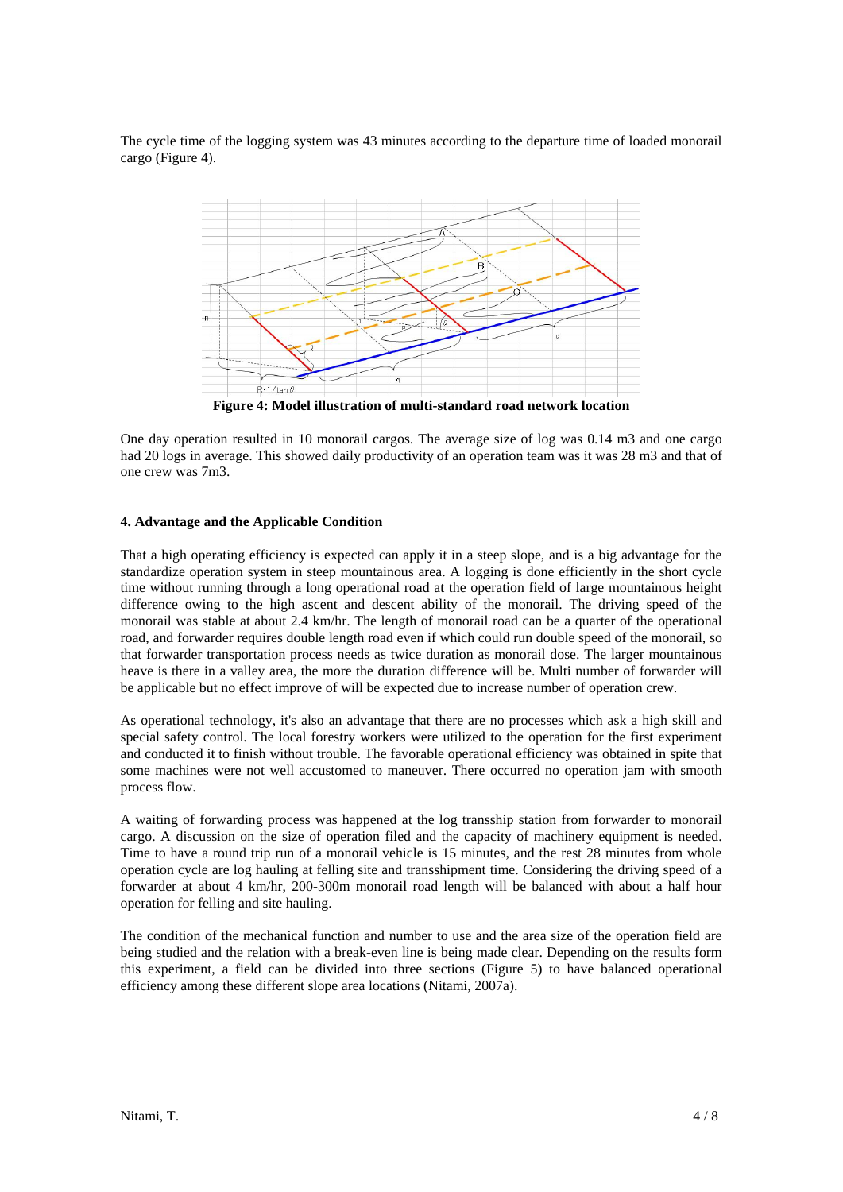The cycle time of the logging system was 43 minutes according to the departure time of loaded monorail cargo (Figure 4).

**Figure 4: Model illustration of multi-standard road network location**

One day operation resulted in 10 monorail cargos. The average size of log was 0.14 m3 and one cargo had 20 logs in average. This showed daily productivity of an operation team was it was 28 m3 and that of one crew was 7m3.

### 4. Advantage and the Applicable Condition

That a high operating efficiency is expected can apply it in a steep slope, and is a big advantage for the standardize operation system in steep mountainous area. A logging is done efficiently in the short cycle time without running through a long operational road at the operation field of large mountainous height difference owing to the high ascent and descent ability of the monorail. The driving speed of the monorail was stable at about 2.4 km/hr. The length of monorail road can be a quarter of the operational road, and forwarder requires double length road even if which could run double speed of the monorail, so that forwarder transportation process needs as twice duration as monorail dose. The larger mountainous heave is there in a valley area, the more the duration difference will be. Multi number of forwarder will be applicable but no effect improve of will be expected due to increase number of operation crew.

As operational technology, it's also an advantage that there are no processes which ask a high skill and special safety control. The local forestry workers were utilized to the operation for the first experiment and conducted it to finish without trouble. The favorable operational efficiency was obtained in spite that some machines were not well accustomed to maneuver. There occurred no operation jam with smooth process flow.

A waiting of forwarding process was happened at the log transship station from forwarder to monorail cargo. A discussion on the size of operation filed and the capacity of machinery equipment is needed. Time to have a round trip run of a monorail vehicle is 15 minutes, and the rest 28 minutes from whole operation cycle are log hauling at felling site and transshipment time. Considering the driving speed of a forwarder at about 4 km/hr, 200-300m monorail road length will be balanced with about a half hour operation for felling and site hauling.

The condition of the mechanical function and number to use and the area size of the operation field are being studied and the relation with a break-even line is being made clear. Depending on the results form this experiment, a field can be divided into three sections (Figure 5) to have balanced operational efficiency among these different slope area locations (Nitami, 2007a).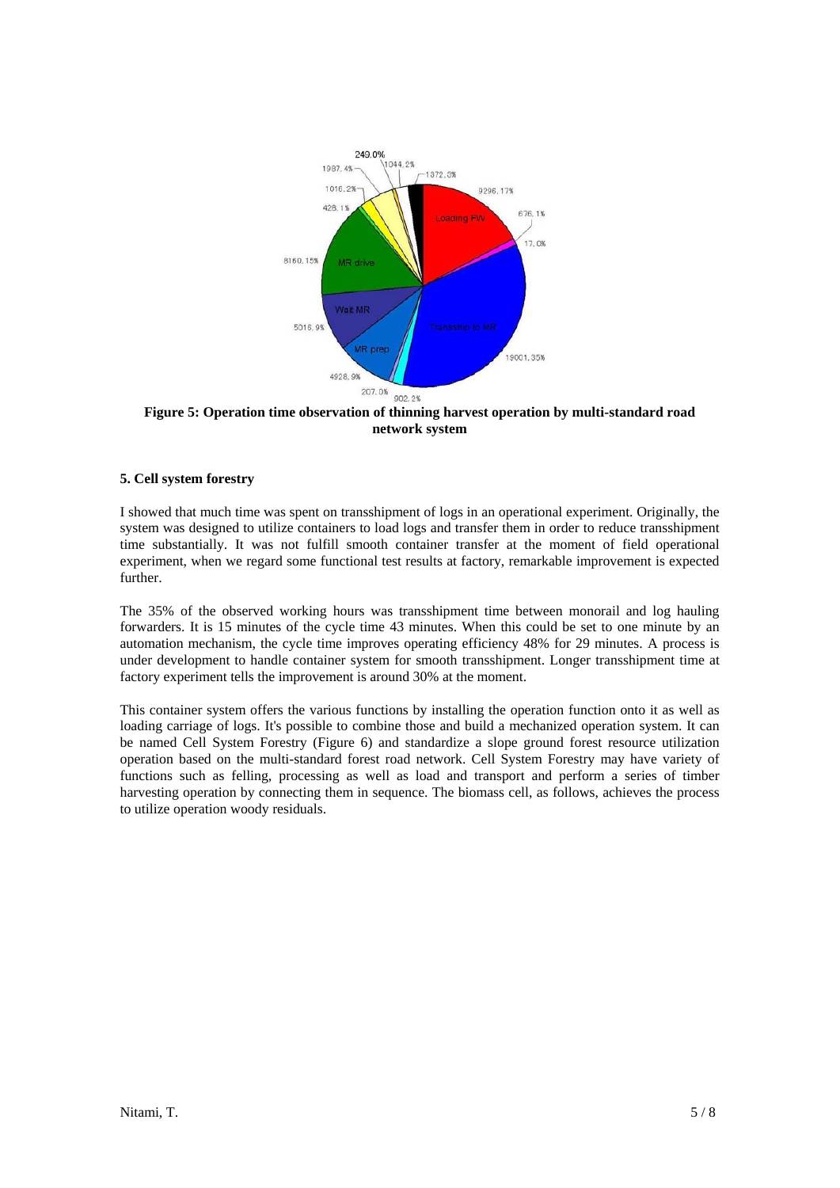**Figure 5: Operation time observation of thinning harvest operation by multi-standard road network system**

**5. Cell system forestry**

I showed that much time was spent on transshipment of logs in an operational experiment. Originally, the system was designed to utilize containers to load logs and transfer them in order to reduce transshipment time substantially. It was not fulfill smooth container transfer at the moment of field operational experiment, when we regard some functional test results at factory, remarkable improvement is expected further.

The 35% of the observed working hours was transshipment time between monorail and log hauling forwarders. It is 15 minutes of the cycle time 43 minutes. When this could be set to one minute by an automation mechanism, the cycle time improves operating efficiency 48% for 29 minutes. A process is under development to handle container system for smooth transshipment. Longer transshipment time at factory experiment tells the improvement is around 30% at the moment.

This container system offers the various functions by installing the operation function onto it as well as loading carriage of logs. It's possible to combine those and build a mechanized operation system. It can be named Cell System Forestry (Figure 6) and standardize a slope ground forest resource utilization operation based on the multi-standard forest road network. Cell System Forestry may have variety of functions such as felling, processing as well as load and transport and perform a series of timber harvesting operation by connecting them in sequence. The biomass cell, as follows, achieves the process to utilize operation woody residuals.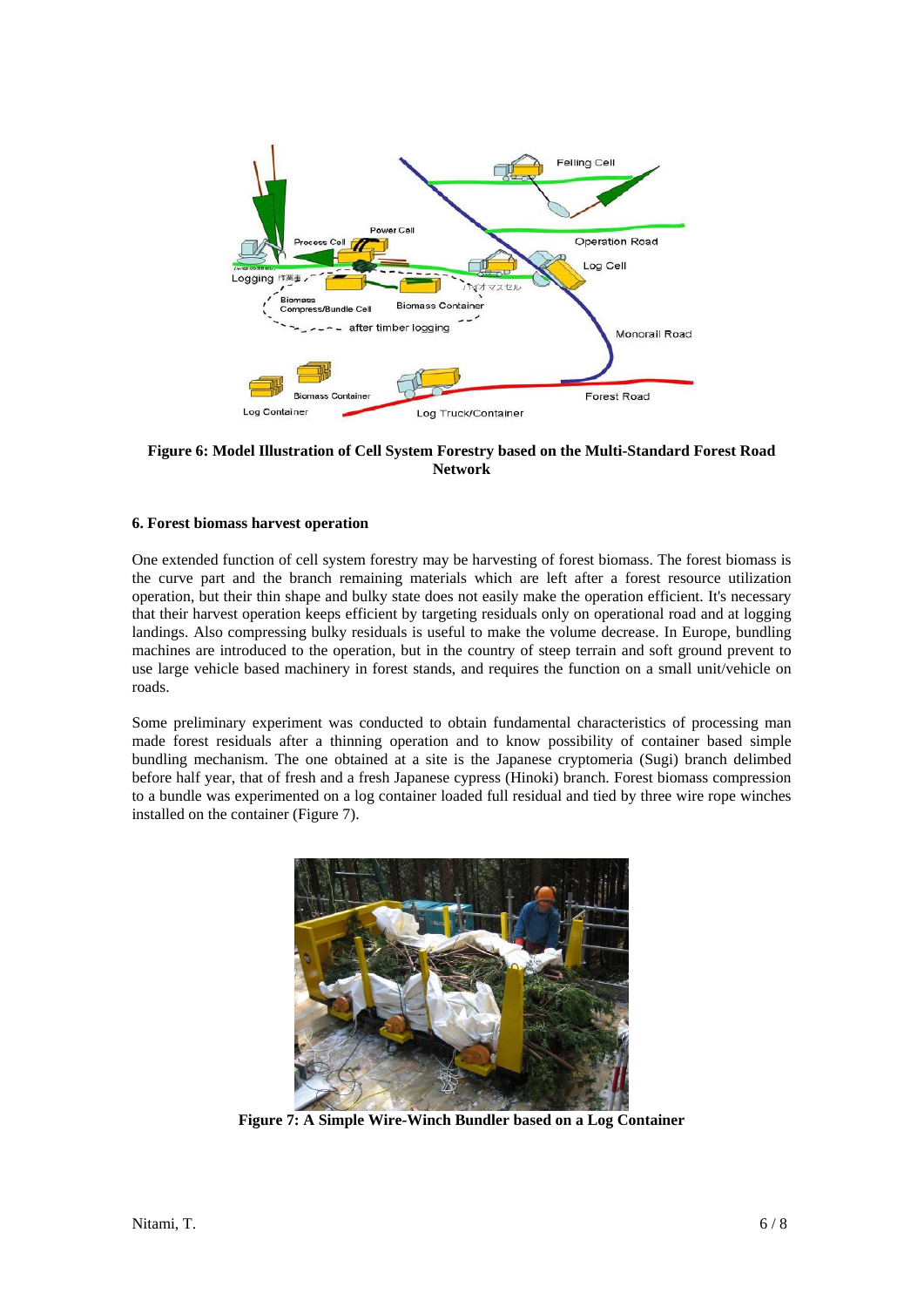**Figure 6: Model Illustration of Cell System Forestry based on the Multi-Standard Forest Road Network**

**6. Forest biomass harvest operation**

One extended function of cell system forestry may be harvesting of forest biomass. The forest biomass is the curve part and the branch remaining materials which are left after a forest resource utilization operation, but their thin shape and bulky state does not easily make the operation efficient. It's necessary that their harvest operation keeps efficient by targeting residuals only on operational road and at logging landings. Also compressing bulky residuals is useful to make the volume decrease. In Europe, bundling machines are introduced to the operation, but in the country of steep terrain and soft ground prevent to use large vehicle based machinery in forest stands, and requires the function on a small unit/vehicle on roads.

Some preliminary experiment was conducted to obtain fundamental characteristics of processing man made forest residuals after a thinning operation and to know possibility of container based simple bundling mechanism. The one obtained at a site is the Japanese cryptomeria (Sugi) branch delimbed before half year, that of fresh and a fresh Japanese cypress (Hinoki) branch. Forest biomass compression to a bundle was experimented on a log container loaded full residual and tied by three wire rope winches installed on the container (Figure 7).

**Figure 7: A Simple Wire-Winch Bundler based on a Log Container**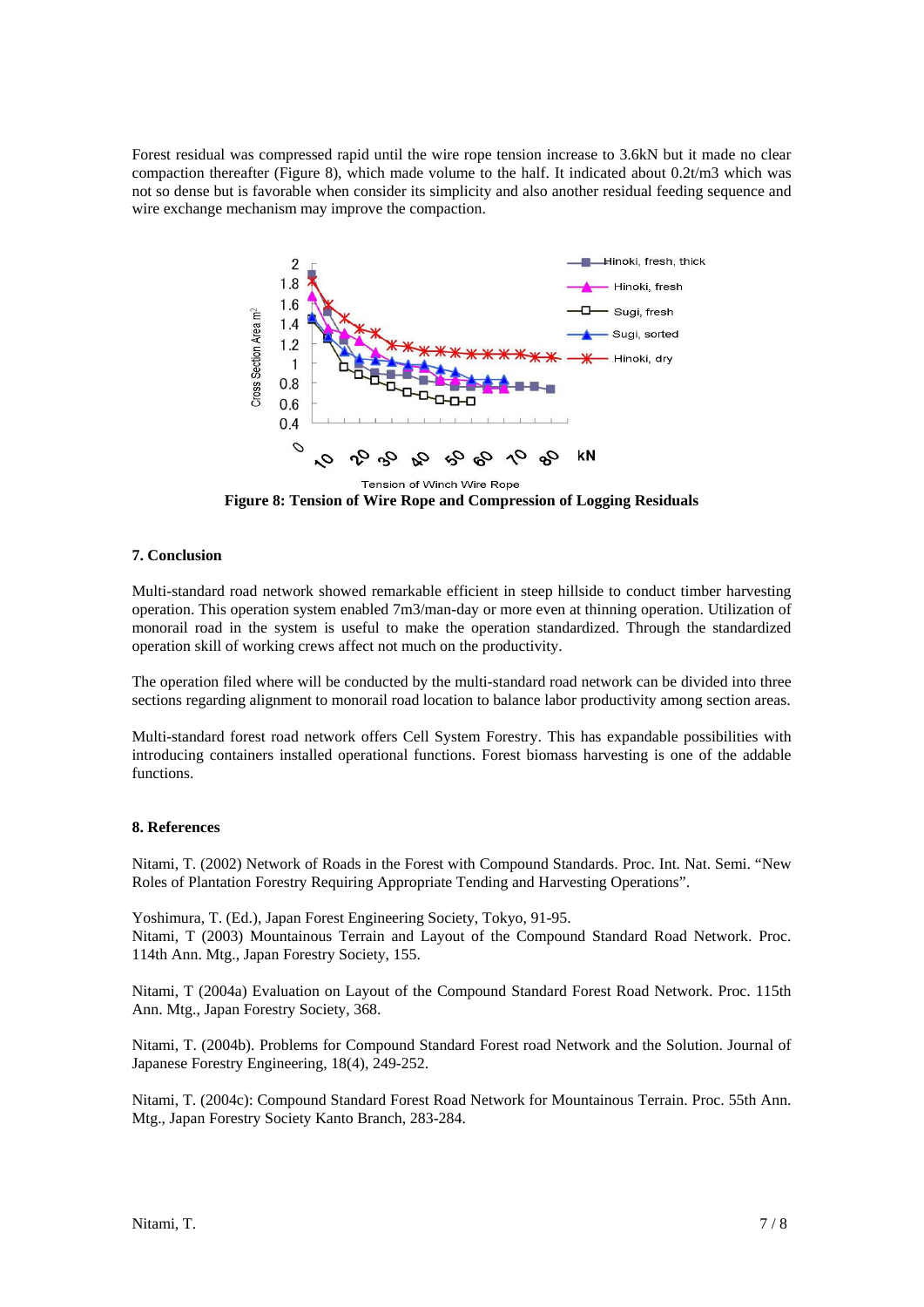Forest residual was compressed rapid until the wire rope tension increase to 3.6kN but it made no clear compaction thereafter (Figure 8), which made volume to the half. It indicated about 0.2t/m3 which was not so dense but is favorable when consider its simplicity and also another residual feeding sequence and wire exchange mechanism may improve the compaction.

**Figure 8: Tension of Wire Rope and Compression of Logging Residuals**

### 7. Conclusion

Multi-standard road network showed remarkable efficient in steep hillside to conduct timber harvesting operation. This operation system enabled 7m3/man-day or more even at thinning operation. Utilization of monorail road in the system is useful to make the operation standardized. Through the standardized operation skill of working crews affect not much on the productivity.

The operation filed where will be conducted by the multi-standard road network can be divided into three sections regarding alignment to monorail road location to balance labor productivity among section areas.

Multi-standard forest road network offers Cell System Forestry. This has expandable possibilities with introducing containers installed operational functions. Forest biomass harvesting is one of the addable functions.

### 8. References

Nitami, T. (2002) Network of Roads in the Forest with Compound Standards. Proc. Int. Nat. Semi. "New Roles of Plantation Forestry Requiring Appropriate Tending and Harvesting Operations".

Yoshimura, T. (Ed.), Japan Forest Engineering Society, Tokyo, 91-95.
Nitami, T (2003) Mountainous Terrain and Layout of the Compound Standard Road Network. Proc. 114th Ann. Mtg., Japan Forestry Society, 155.

Nitami, T (2004a) Evaluation on Layout of the Compound Standard Forest Road Network. Proc. 115th Ann. Mtg., Japan Forestry Society, 368.

Nitami, T. (2004b). Problems for Compound Standard Forest road Network and the Solution. Journal of Japanese Forestry Engineering, 18(4), 249-252.

Nitami, T. (2004c): Compound Standard Forest Road Network for Mountainous Terrain. Proc. 55th Ann. Mtg., Japan Forestry Society Kanto Branch, 283-284.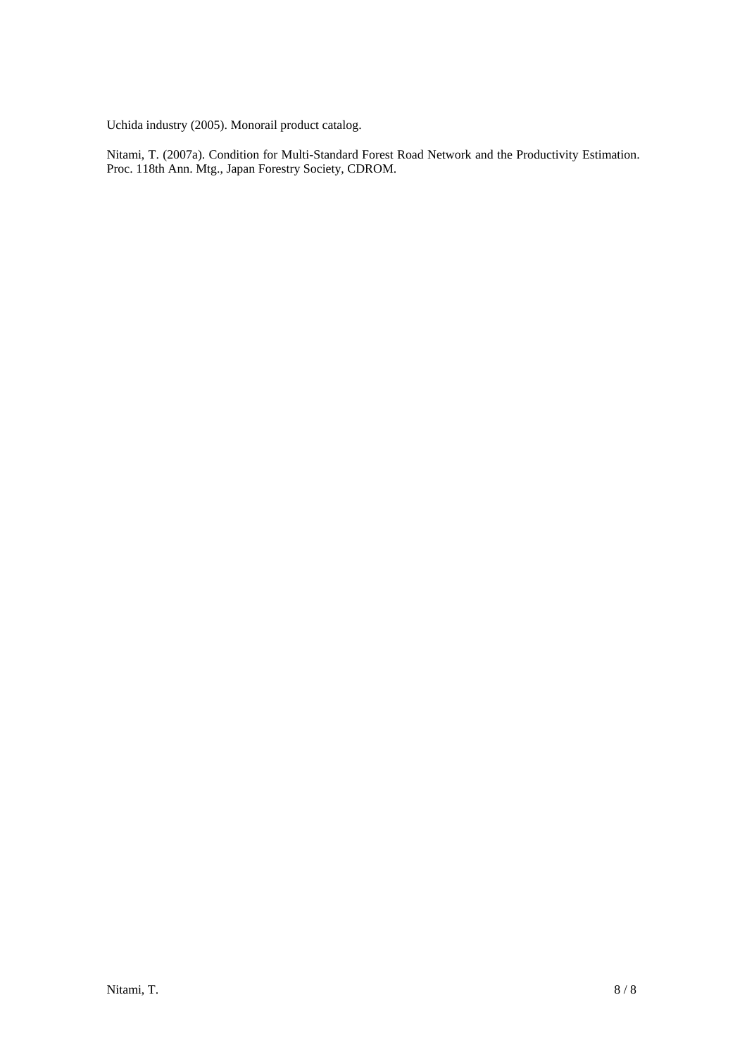Uchida industry (2005). Monorail product catalog.

Nitami, T. (2007a). Condition for Multi-Standard Forest Road Network and the Productivity Estimation. Proc. 118th Ann. Mtg., Japan Forestry Society, CDROM.